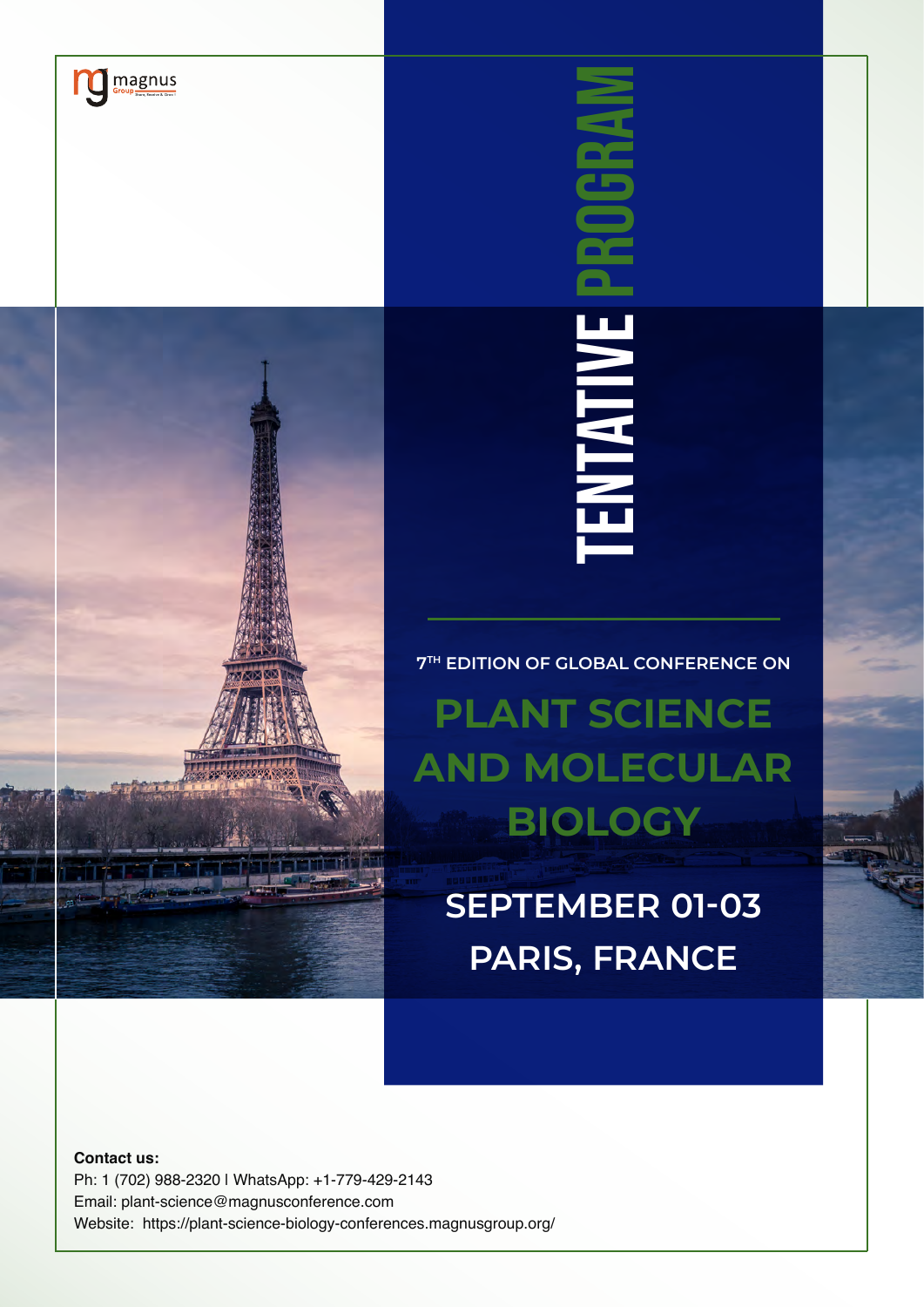magnus Group

# TENTATIVE PROGRAM

7TH EDITION OF GLOBAL CONFERENCE ON

## PLANT SCIENCE AND MOLECULAR BIOLOGY

**SEPTEMBER 01-03**
**PARIS, FRANCE**

**Contact us:**
Ph: 1 (702) 988-2320 | WhatsApp: +1-779-429-2143
Email: plant-science@magnusconference.com
Website: https://plant-science-biology-conferences.magnusgroup.org/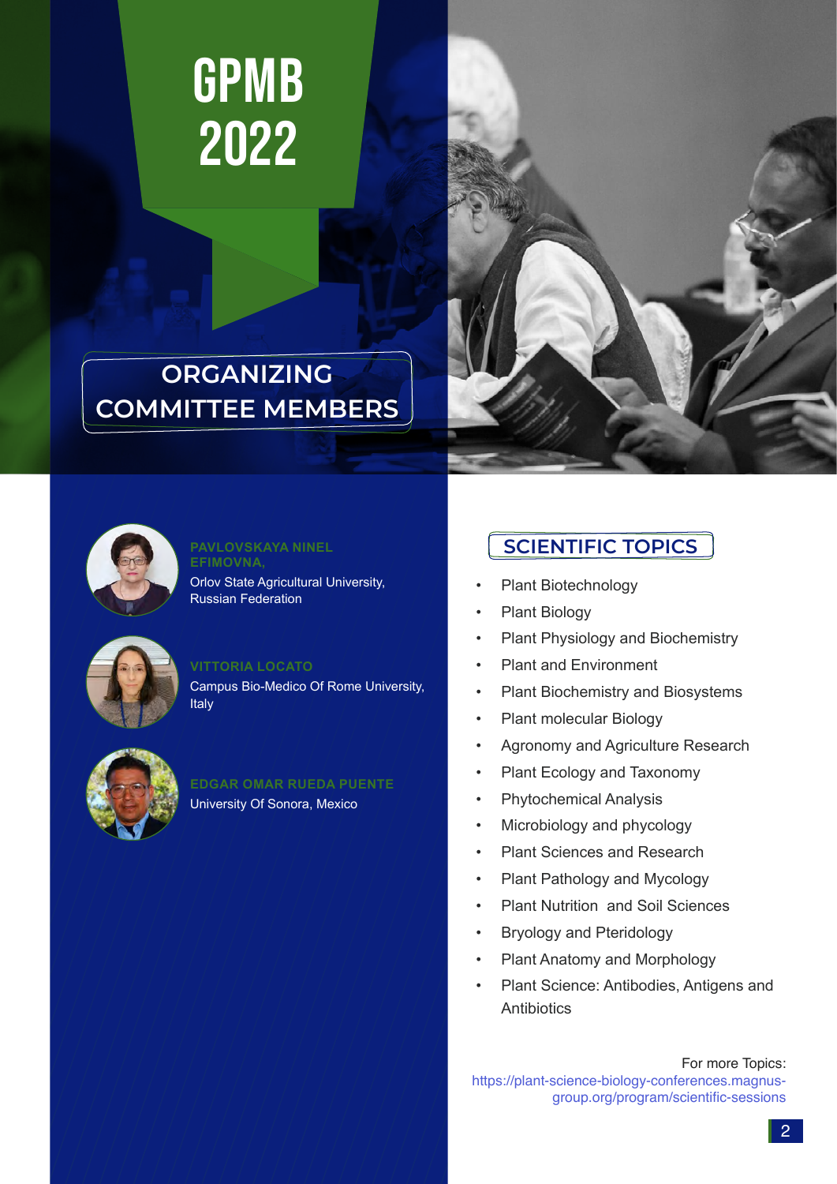# GPMB 2022

## ORGANIZING COMMITTEE MEMBERS

**PAVLOVSKAYA NINEL EFIMOVNA,**
Orlov State Agricultural University, Russian Federation

**VITTORIA LOCATO**
Campus Bio-Medico Of Rome University, Italy

**EDGAR OMAR RUEDA PUENTE**
University Of Sonora, Mexico

## SCIENTIFIC TOPICS

- Plant Biotechnology
- Plant Biology
- Plant Physiology and Biochemistry
- Plant and Environment
- Plant Biochemistry and Biosystems
- Plant molecular Biology
- Agronomy and Agriculture Research
- Plant Ecology and Taxonomy
- Phytochemical Analysis
- Microbiology and phycology
- Plant Sciences and Research
- Plant Pathology and Mycology
- Plant Nutrition and Soil Sciences
- Bryology and Pteridology
- Plant Anatomy and Morphology
- Plant Science: Antibodies, Antigens and Antibiotics

For more Topics:
https://plant-science-biology-conferences.magnus-group.org/program/scientific-sessions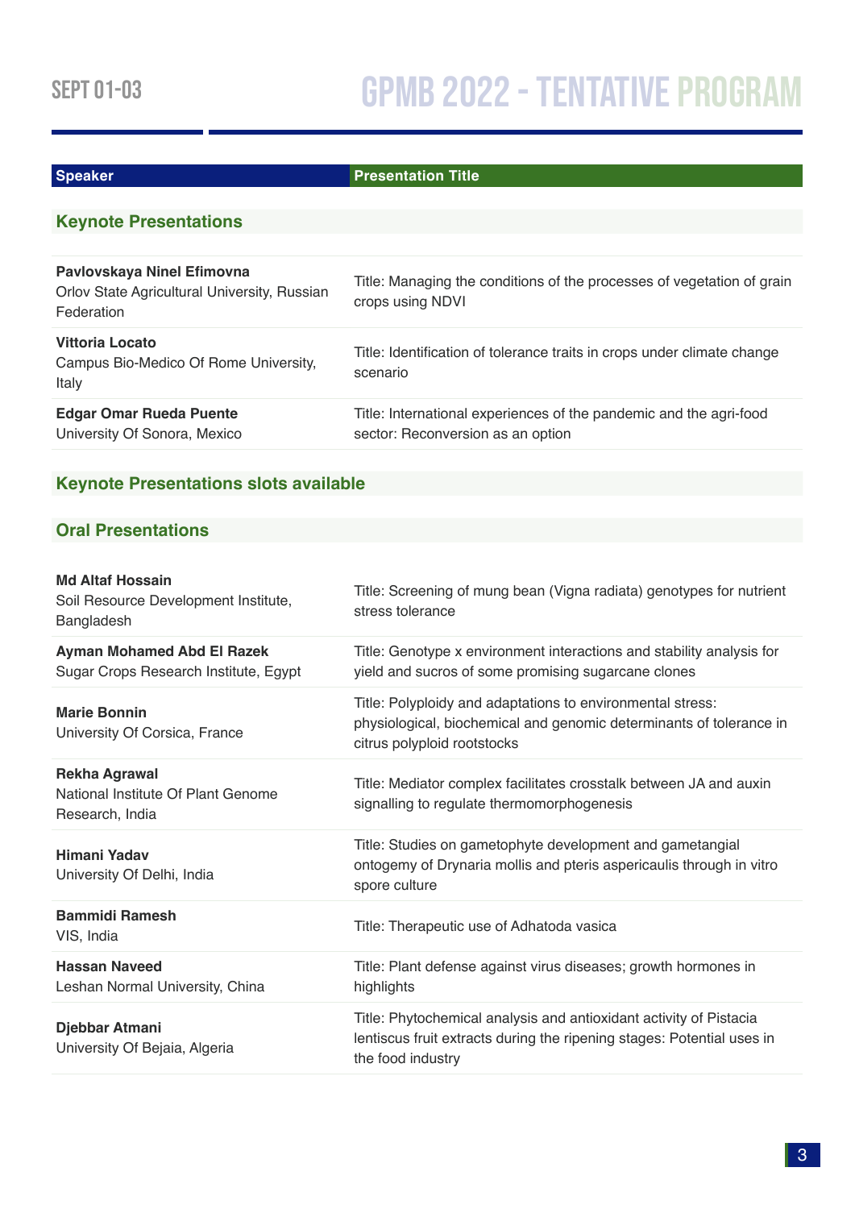| Speaker | Presentation Title |
|---|---|
| **Keynote Presentations** | |
| **Pavlovskaya Ninel Efimovna**<br>Orlov State Agricultural University, Russian Federation | Title: Managing the conditions of the processes of vegetation of grain crops using NDVI |
| **Vittoria Locato**<br>Campus Bio-Medico Of Rome University, Italy | Title: Identification of tolerance traits in crops under climate change scenario |
| **Edgar Omar Rueda Puente**<br>University Of Sonora, Mexico | Title: International experiences of the pandemic and the agri-food sector: Reconversion as an option |
| **Keynote Presentations slots available** | |
| **Oral Presentations** | |
| **Md Altaf Hossain**<br>Soil Resource Development Institute, Bangladesh | Title: Screening of mung bean (Vigna radiata) genotypes for nutrient stress tolerance |
| **Ayman Mohamed Abd El Razek**<br>Sugar Crops Research Institute, Egypt | Title: Genotype x environment interactions and stability analysis for yield and sucros of some promising sugarcane clones |
| **Marie Bonnin**<br>University Of Corsica, France | Title: Polyploidy and adaptations to environmental stress: physiological, biochemical and genomic determinants of tolerance in citrus polyploid rootstocks |
| **Rekha Agrawal**<br>National Institute Of Plant Genome Research, India | Title: Mediator complex facilitates crosstalk between JA and auxin signalling to regulate thermomorphogenesis |
| **Himani Yadav**<br>University Of Delhi, India | Title: Studies on gametophyte development and gametangial ontogemy of Drynaria mollis and pteris aspericaulis through in vitro spore culture |
| **Bammidi Ramesh**<br>VIS, India | Title: Therapeutic use of Adhatoda vasica |
| **Hassan Naveed**<br>Leshan Normal University, China | Title: Plant defense against virus diseases; growth hormones in highlights |
| **Djebbar Atmani**<br>University Of Bejaia, Algeria | Title: Phytochemical analysis and antioxidant activity of Pistacia lentiscus fruit extracts during the ripening stages: Potential uses in the food industry |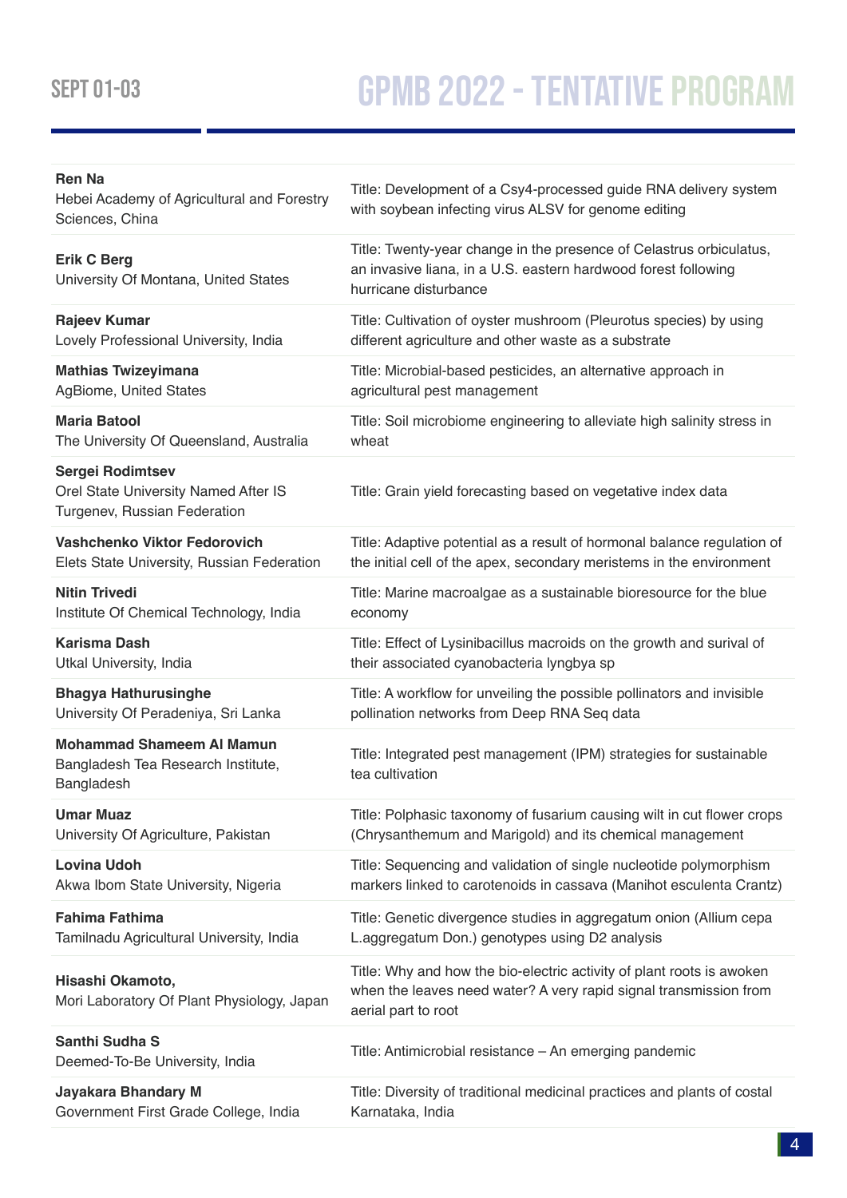| Speaker | Title |
| --- | --- |
| **Ren Na**<br>Hebei Academy of Agricultural and Forestry Sciences, China | Title: Development of a Csy4-processed guide RNA delivery system with soybean infecting virus ALSV for genome editing |
| **Erik C Berg**<br>University Of Montana, United States | Title: Twenty-year change in the presence of Celastrus orbiculatus, an invasive liana, in a U.S. eastern hardwood forest following hurricane disturbance |
| **Rajeev Kumar**<br>Lovely Professional University, India | Title: Cultivation of oyster mushroom (Pleurotus species) by using different agriculture and other waste as a substrate |
| **Mathias Twizeyimana**<br>AgBiome, United States | Title: Microbial-based pesticides, an alternative approach in agricultural pest management |
| **Maria Batool**<br>The University Of Queensland, Australia | Title: Soil microbiome engineering to alleviate high salinity stress in wheat |
| **Sergei Rodimtsev**<br>Orel State University Named After IS Turgenev, Russian Federation | Title: Grain yield forecasting based on vegetative index data |
| **Vashchenko Viktor Fedorovich**<br>Elets State University, Russian Federation | Title: Adaptive potential as a result of hormonal balance regulation of the initial cell of the apex, secondary meristems in the environment |
| **Nitin Trivedi**<br>Institute Of Chemical Technology, India | Title: Marine macroalgae as a sustainable bioresource for the blue economy |
| **Karisma Dash**<br>Utkal University, India | Title: Effect of Lysinibacillus macroids on the growth and surival of their associated cyanobacteria lyngbya sp |
| **Bhagya Hathurusinghe**<br>University Of Peradeniya, Sri Lanka | Title: A workflow for unveiling the possible pollinators and invisible pollination networks from Deep RNA Seq data |
| **Mohammad Shameem Al Mamun**<br>Bangladesh Tea Research Institute, Bangladesh | Title: Integrated pest management (IPM) strategies for sustainable tea cultivation |
| **Umar Muaz**<br>University Of Agriculture, Pakistan | Title: Polphasic taxonomy of fusarium causing wilt in cut flower crops (Chrysanthemum and Marigold) and its chemical management |
| **Lovina Udoh**<br>Akwa Ibom State University, Nigeria | Title: Sequencing and validation of single nucleotide polymorphism markers linked to carotenoids in cassava (Manihot esculenta Crantz) |
| **Fahima Fathima**<br>Tamilnadu Agricultural University, India | Title: Genetic divergence studies in aggregatum onion (Allium cepa L.aggregatum Don.) genotypes using D2 analysis |
| **Hisashi Okamoto,**<br>Mori Laboratory Of Plant Physiology, Japan | Title: Why and how the bio-electric activity of plant roots is awoken when the leaves need water? A very rapid signal transmission from aerial part to root |
| **Santhi Sudha S**<br>Deemed-To-Be University, India | Title: Antimicrobial resistance – An emerging pandemic |
| **Jayakara Bhandary M**<br>Government First Grade College, India | Title: Diversity of traditional medicinal practices and plants of costal Karnataka, India |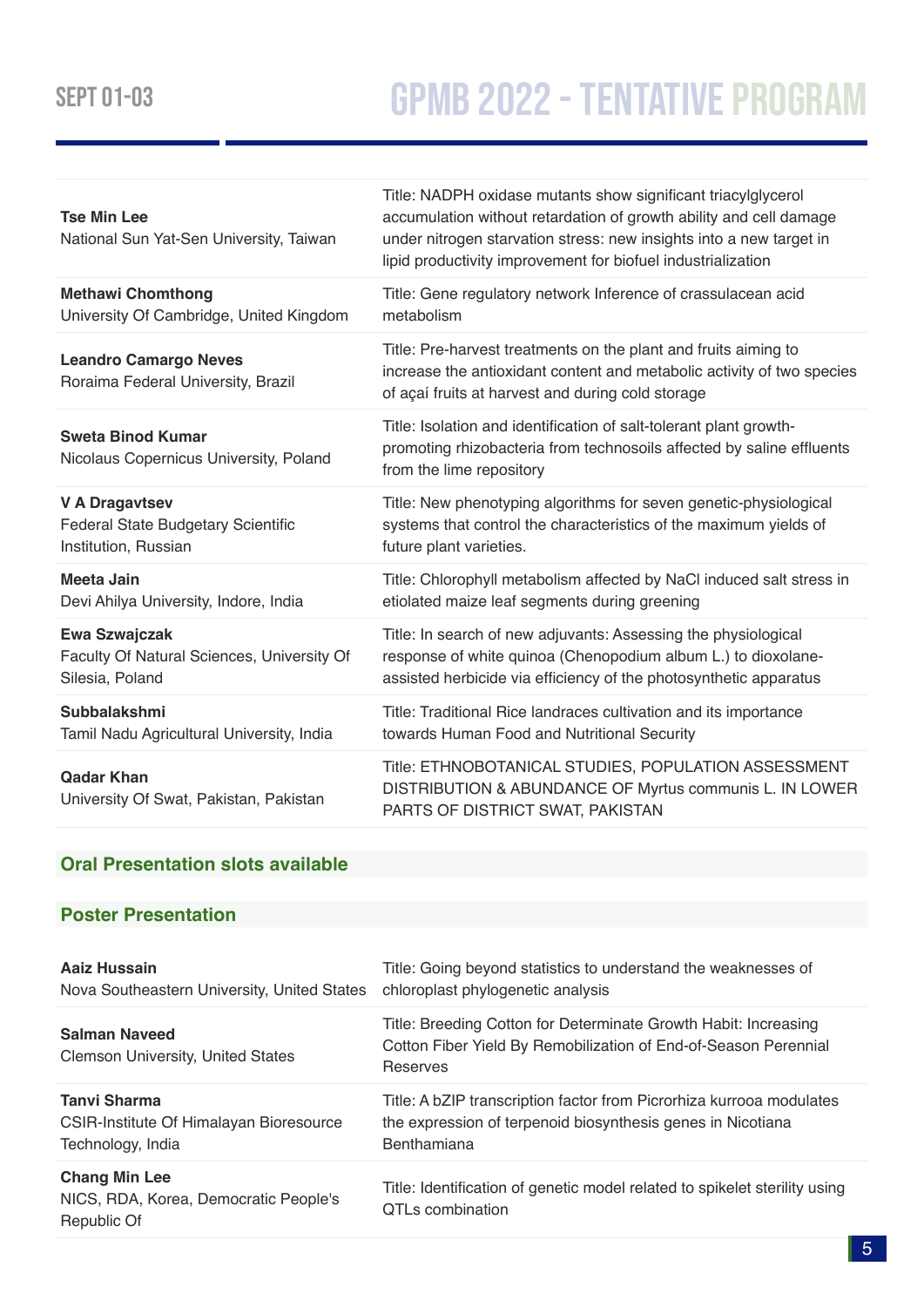| Speaker | Title |
|---|---|
| **Tse Min Lee**<br>National Sun Yat-Sen University, Taiwan | Title: NADPH oxidase mutants show significant triacylglycerol accumulation without retardation of growth ability and cell damage under nitrogen starvation stress: new insights into a new target in lipid productivity improvement for biofuel industrialization |
| **Methawi Chomthong**<br>University Of Cambridge, United Kingdom | Title: Gene regulatory network Inference of crassulacean acid metabolism |
| **Leandro Camargo Neves**<br>Roraima Federal University, Brazil | Title: Pre-harvest treatments on the plant and fruits aiming to increase the antioxidant content and metabolic activity of two species of açaí fruits at harvest and during cold storage |
| **Sweta Binod Kumar**<br>Nicolaus Copernicus University, Poland | Title: Isolation and identification of salt-tolerant plant growth-promoting rhizobacteria from technosoils affected by saline effluents from the lime repository |
| **V A Dragavtsev**<br>Federal State Budgetary Scientific Institution, Russian | Title: New phenotyping algorithms for seven genetic-physiological systems that control the characteristics of the maximum yields of future plant varieties. |
| **Meeta Jain**<br>Devi Ahilya University, Indore, India | Title: Chlorophyll metabolism affected by NaCl induced salt stress in etiolated maize leaf segments during greening |
| **Ewa Szwajczak**<br>Faculty Of Natural Sciences, University Of Silesia, Poland | Title: In search of new adjuvants: Assessing the physiological response of white quinoa (Chenopodium album L.) to dioxolane-assisted herbicide via efficiency of the photosynthetic apparatus |
| **Subbalakshmi**<br>Tamil Nadu Agricultural University, India | Title: Traditional Rice landraces cultivation and its importance towards Human Food and Nutritional Security |
| **Qadar Khan**<br>University Of Swat, Pakistan, Pakistan | Title: ETHNOBOTANICAL STUDIES, POPULATION ASSESSMENT DISTRIBUTION & ABUNDANCE OF Myrtus communis L. IN LOWER PARTS OF DISTRICT SWAT, PAKISTAN |

## Oral Presentation slots available

## Poster Presentation

| Speaker | Title |
|---|---|
| **Aaiz Hussain**<br>Nova Southeastern University, United States | Title: Going beyond statistics to understand the weaknesses of chloroplast phylogenetic analysis |
| **Salman Naveed**<br>Clemson University, United States | Title: Breeding Cotton for Determinate Growth Habit: Increasing Cotton Fiber Yield By Remobilization of End-of-Season Perennial Reserves |
| **Tanvi Sharma**<br>CSIR-Institute Of Himalayan Bioresource Technology, India | Title: A bZIP transcription factor from Picrorhiza kurrooa modulates the expression of terpenoid biosynthesis genes in Nicotiana Benthamiana |
| **Chang Min Lee**<br>NICS, RDA, Korea, Democratic People's Republic Of | Title: Identification of genetic model related to spikelet sterility using QTLs combination |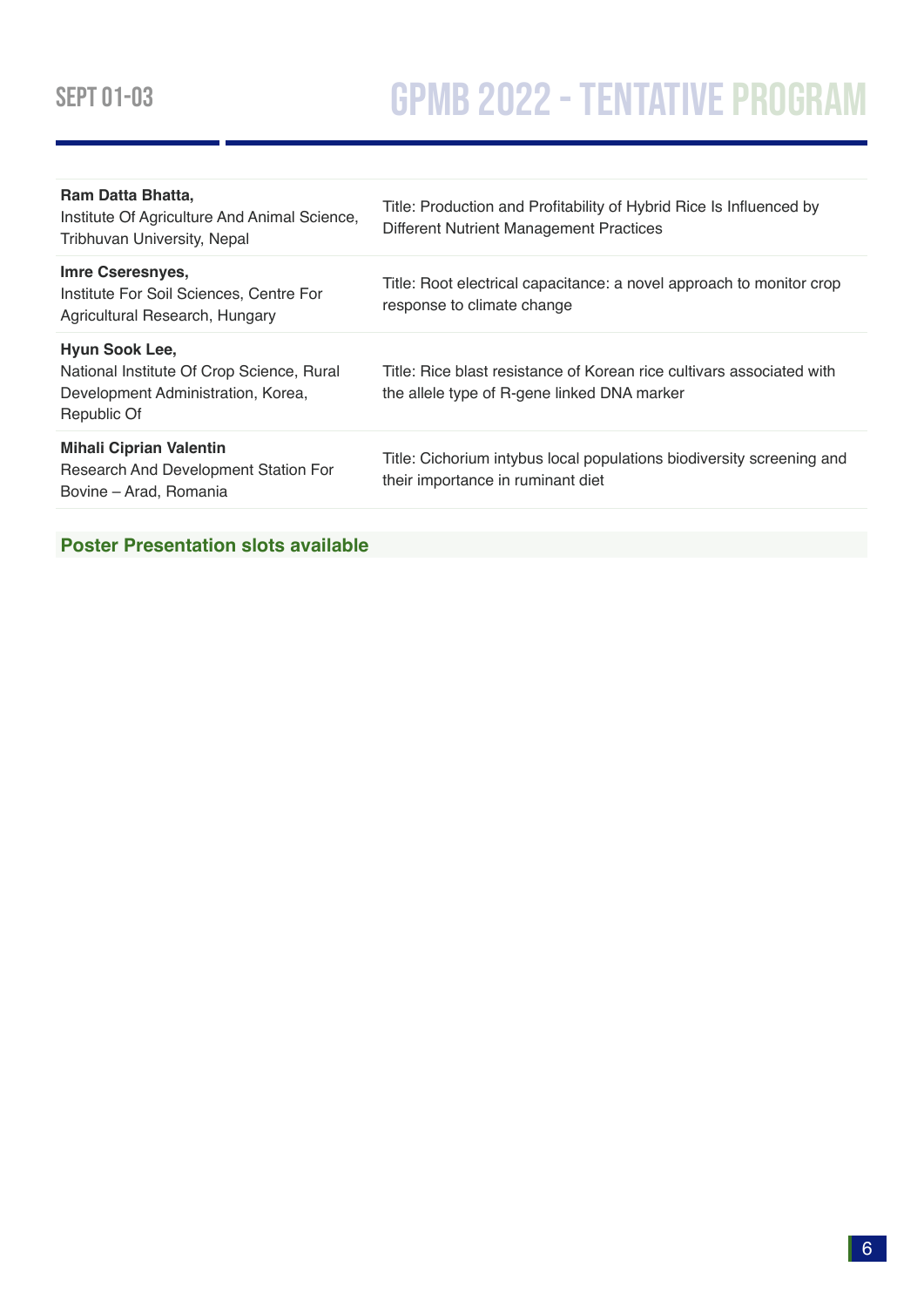| | |
|---|---|
| **Ram Datta Bhatta,** Institute Of Agriculture And Animal Science, Tribhuvan University, Nepal | Title: Production and Profitability of Hybrid Rice Is Influenced by Different Nutrient Management Practices |
| **Imre Cseresnyes,** Institute For Soil Sciences, Centre For Agricultural Research, Hungary | Title: Root electrical capacitance: a novel approach to monitor crop response to climate change |
| **Hyun Sook Lee,** National Institute Of Crop Science, Rural Development Administration, Korea, Republic Of | Title: Rice blast resistance of Korean rice cultivars associated with the allele type of R-gene linked DNA marker |
| **Mihali Ciprian Valentin** Research And Development Station For Bovine – Arad, Romania | Title: Cichorium intybus local populations biodiversity screening and their importance in ruminant diet |

**Poster Presentation slots available**